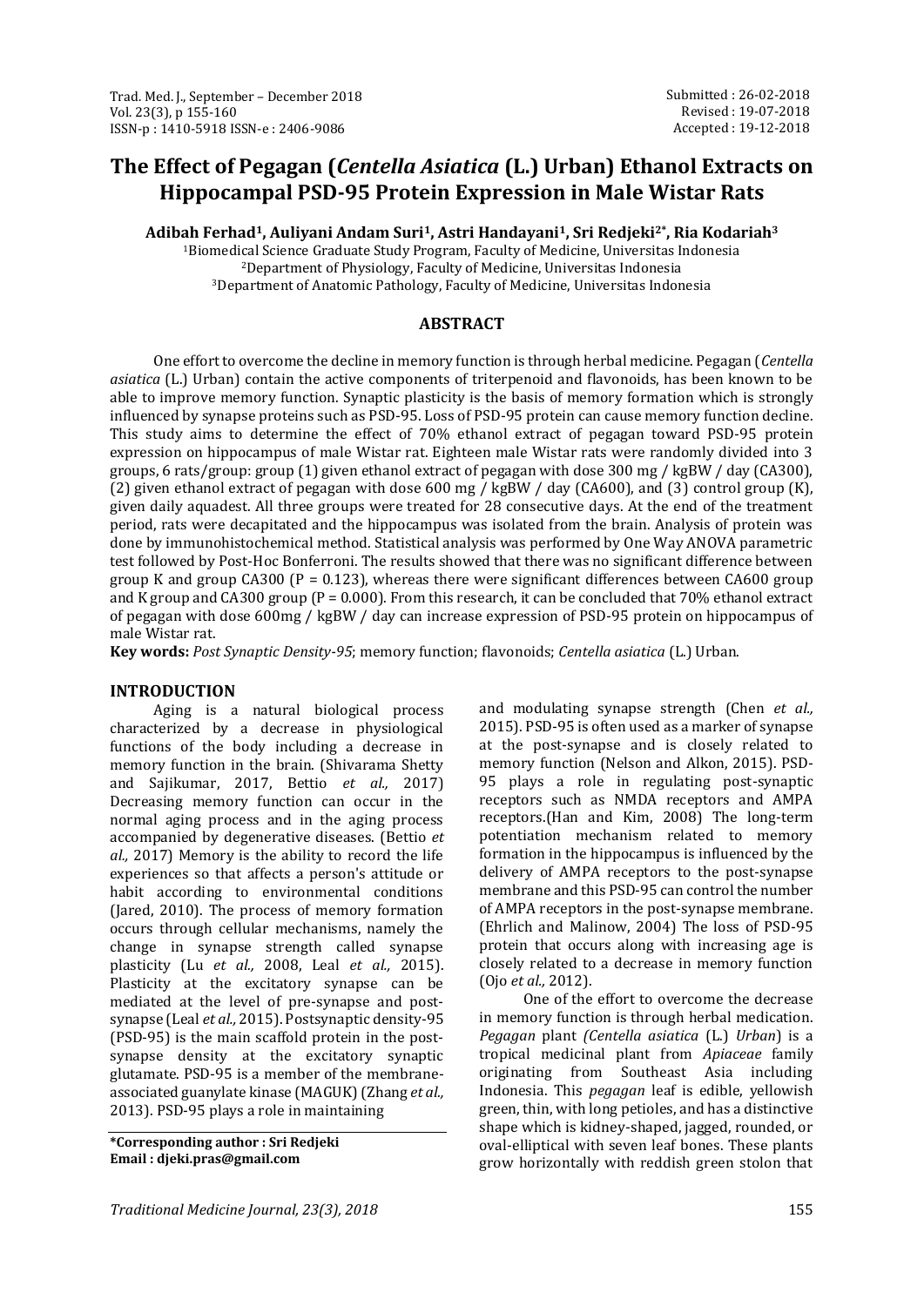Submitted : 26-02-2018
Revised : 19-07-2018
Accepted : 19-12-2018

# The Effect of Pegagan (*Centella Asiatica* (L.) Urban) Ethanol Extracts on Hippocampal PSD-95 Protein Expression in Male Wistar Rats

**Adibah Ferhad[1], Auliyani Andam Suri[1], Astri Handayani[1], Sri Redjeki[2*], Ria Kodariah[3]**

[1]Biomedical Science Graduate Study Program, Faculty of Medicine, Universitas Indonesia
[2]Department of Physiology, Faculty of Medicine, Universitas Indonesia
[3]Department of Anatomic Pathology, Faculty of Medicine, Universitas Indonesia

## ABSTRACT

One effort to overcome the decline in memory function is through herbal medicine. Pegagan (*Centella asiatica* (L.) Urban) contain the active components of triterpenoid and flavonoids, has been known to be able to improve memory function. Synaptic plasticity is the basis of memory formation which is strongly influenced by synapse proteins such as PSD-95. Loss of PSD-95 protein can cause memory function decline. This study aims to determine the effect of 70% ethanol extract of pegagan toward PSD-95 protein expression on hippocampus of male Wistar rat. Eighteen male Wistar rats were randomly divided into 3 groups, 6 rats/group: group (1) given ethanol extract of pegagan with dose 300 mg / kgBW / day (CA300), (2) given ethanol extract of pegagan with dose 600 mg / kgBW / day (CA600), and (3) control group (K), given daily aquadest. All three groups were treated for 28 consecutive days. At the end of the treatment period, rats were decapitated and the hippocampus was isolated from the brain. Analysis of protein was done by immunohistochemical method. Statistical analysis was performed by One Way ANOVA parametric test followed by Post-Hoc Bonferroni. The results showed that there was no significant difference between group K and group CA300 (P = 0.123), whereas there were significant differences between CA600 group and K group and CA300 group (P = 0.000). From this research, it can be concluded that 70% ethanol extract of pegagan with dose 600mg / kgBW / day can increase expression of PSD-95 protein on hippocampus of male Wistar rat.

**Key words:** *Post Synaptic Density-95*; memory function; flavonoids; *Centella asiatica* (L.) Urban.

## INTRODUCTION

Aging is a natural biological process characterized by a decrease in physiological functions of the body including a decrease in memory function in the brain. (Shivarama Shetty and Sajikumar, 2017, Bettio *et al.,* 2017) Decreasing memory function can occur in the normal aging process and in the aging process accompanied by degenerative diseases. (Bettio *et al.,* 2017) Memory is the ability to record the life experiences so that affects a person's attitude or habit according to environmental conditions (Jared, 2010). The process of memory formation occurs through cellular mechanisms, namely the change in synapse strength called synapse plasticity (Lu *et al.,* 2008, Leal *et al.,* 2015). Plasticity at the excitatory synapse can be mediated at the level of pre-synapse and post-synapse (Leal *et al.,* 2015). Postsynaptic density-95 (PSD-95) is the main scaffold protein in the post-synapse density at the excitatory synaptic glutamate. PSD-95 is a member of the membrane-associated guanylate kinase (MAGUK) (Zhang *et al.,* 2013). PSD-95 plays a role in maintaining and modulating synapse strength (Chen *et al.,* 2015). PSD-95 is often used as a marker of synapse at the post-synapse and is closely related to memory function (Nelson and Alkon, 2015). PSD-95 plays a role in regulating post-synaptic receptors such as NMDA receptors and AMPA receptors.(Han and Kim, 2008) The long-term potentiation mechanism related to memory formation in the hippocampus is influenced by the delivery of AMPA receptors to the post-synapse membrane and this PSD-95 can control the number of AMPA receptors in the post-synapse membrane. (Ehrlich and Malinow, 2004) The loss of PSD-95 protein that occurs along with increasing age is closely related to a decrease in memory function (Ojo *et al.,* 2012).

One of the effort to overcome the decrease in memory function is through herbal medication. *Pegagan* plant *(Centella asiatica* (L.) *Urban*) is a tropical medicinal plant from *Apiaceae* family originating from Southeast Asia including Indonesia. This *pegagan* leaf is edible, yellowish green, thin, with long petioles, and has a distinctive shape which is kidney-shaped, jagged, rounded, or oval-elliptical with seven leaf bones. These plants grow horizontally with reddish green stolon that

**\*Corresponding author : Sri Redjeki**
**Email : djeki.pras@gmail.com**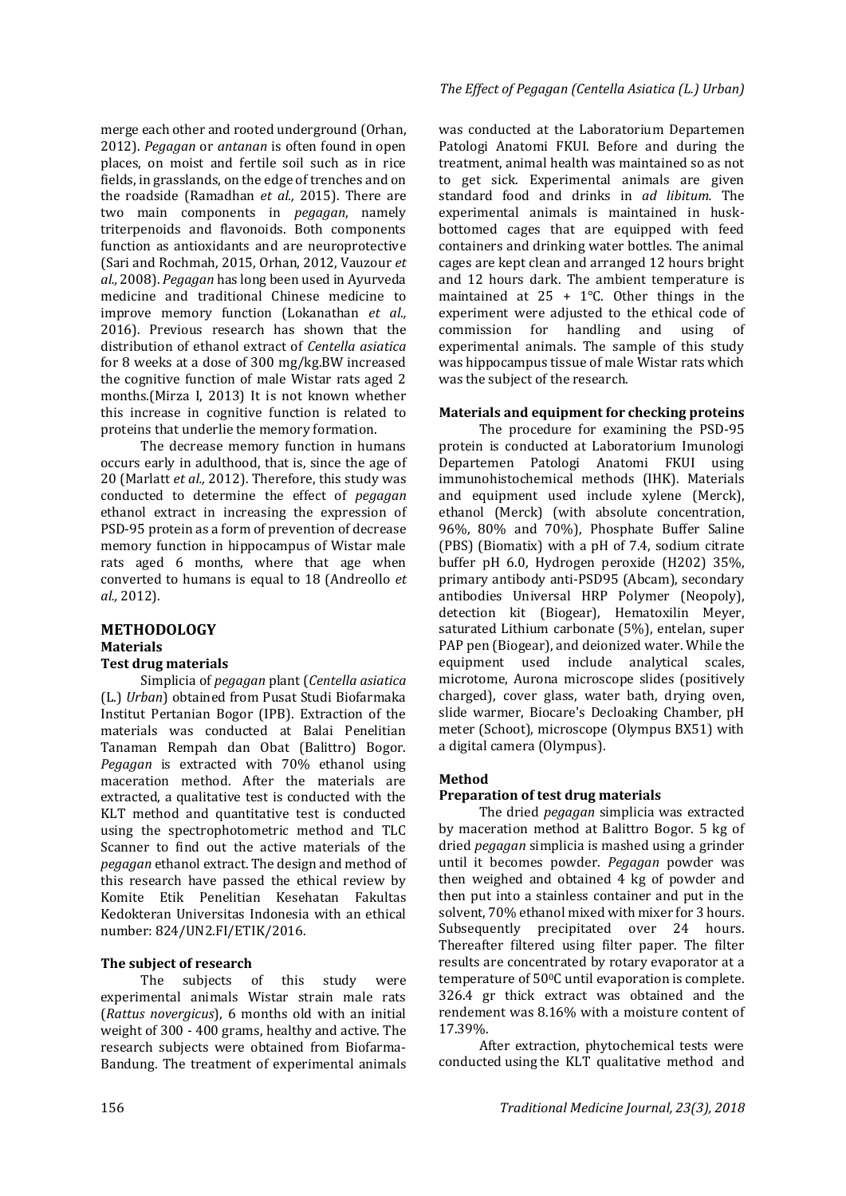merge each other and rooted underground (Orhan, 2012). *Pegagan* or *antanan* is often found in open places, on moist and fertile soil such as in rice fields, in grasslands, on the edge of trenches and on the roadside (Ramadhan *et al.,* 2015). There are two main components in *pegagan*, namely triterpenoids and flavonoids. Both components function as antioxidants and are neuroprotective (Sari and Rochmah, 2015, Orhan, 2012, Vauzour *et al.,* 2008). *Pegagan* has long been used in Ayurveda medicine and traditional Chinese medicine to improve memory function (Lokanathan *et al.,* 2016). Previous research has shown that the distribution of ethanol extract of *Centella asiatica* for 8 weeks at a dose of 300 mg/kg.BW increased the cognitive function of male Wistar rats aged 2 months.(Mirza I, 2013) It is not known whether this increase in cognitive function is related to proteins that underlie the memory formation.

The decrease memory function in humans occurs early in adulthood, that is, since the age of 20 (Marlatt *et al.,* 2012). Therefore, this study was conducted to determine the effect of *pegagan* ethanol extract in increasing the expression of PSD-95 protein as a form of prevention of decrease memory function in hippocampus of Wistar male rats aged 6 months, where that age when converted to humans is equal to 18 (Andreollo *et al.,* 2012).

## METHODOLOGY

### Materials

#### Test drug materials

Simplicia of *pegagan* plant (*Centella asiatica* (L.) *Urban*) obtained from Pusat Studi Biofarmaka Institut Pertanian Bogor (IPB). Extraction of the materials was conducted at Balai Penelitian Tanaman Rempah dan Obat (Balittro) Bogor. *Pegagan* is extracted with 70% ethanol using maceration method. After the materials are extracted, a qualitative test is conducted with the KLT method and quantitative test is conducted using the spectrophotometric method and TLC Scanner to find out the active materials of the *pegagan* ethanol extract. The design and method of this research have passed the ethical review by Komite Etik Penelitian Kesehatan Fakultas Kedokteran Universitas Indonesia with an ethical number: 824/UN2.FI/ETIK/2016.

#### The subject of research

The subjects of this study were experimental animals Wistar strain male rats (*Rattus novergicus*), 6 months old with an initial weight of 300 - 400 grams, healthy and active. The research subjects were obtained from Biofarma-Bandung. The treatment of experimental animals was conducted at the Laboratorium Departemen Patologi Anatomi FKUI. Before and during the treatment, animal health was maintained so as not to get sick. Experimental animals are given standard food and drinks in *ad libitum.* The experimental animals is maintained in husk-bottomed cages that are equipped with feed containers and drinking water bottles. The animal cages are kept clean and arranged 12 hours bright and 12 hours dark. The ambient temperature is maintained at 25 + 1°C. Other things in the experiment were adjusted to the ethical code of commission for handling and using of experimental animals. The sample of this study was hippocampus tissue of male Wistar rats which was the subject of the research.

#### Materials and equipment for checking proteins

The procedure for examining the PSD-95 protein is conducted at Laboratorium Imunologi Departemen Patologi Anatomi FKUI using immunohistochemical methods (IHK). Materials and equipment used include xylene (Merck), ethanol (Merck) (with absolute concentration, 96%, 80% and 70%), Phosphate Buffer Saline (PBS) (Biomatix) with a pH of 7.4, sodium citrate buffer pH 6.0, Hydrogen peroxide (H2O2) 35%, primary antibody anti-PSD95 (Abcam), secondary antibodies Universal HRP Polymer (Neopoly), detection kit (Biogear), Hematoxilin Meyer, saturated Lithium carbonate (5%), entelan, super PAP pen (Biogear), and deionized water. While the equipment used include analytical scales, microtome, Aurona microscope slides (positively charged), cover glass, water bath, drying oven, slide warmer, Biocare's Decloaking Chamber, pH meter (Schoot), microscope (Olympus BX51) with a digital camera (Olympus).

### Method

#### Preparation of test drug materials

The dried *pegagan* simplicia was extracted by maceration method at Balittro Bogor. 5 kg of dried *pegagan* simplicia is mashed using a grinder until it becomes powder. *Pegagan* powder was then weighed and obtained 4 kg of powder and then put into a stainless container and put in the solvent, 70% ethanol mixed with mixer for 3 hours. Subsequently precipitated over 24 hours. Thereafter filtered using filter paper. The filter results are concentrated by rotary evaporator at a temperature of 50$^0$C until evaporation is complete. 326.4 gr thick extract was obtained and the rendement was 8.16% with a moisture content of 17.39%.

After extraction, phytochemical tests were conducted using the KLT qualitative method and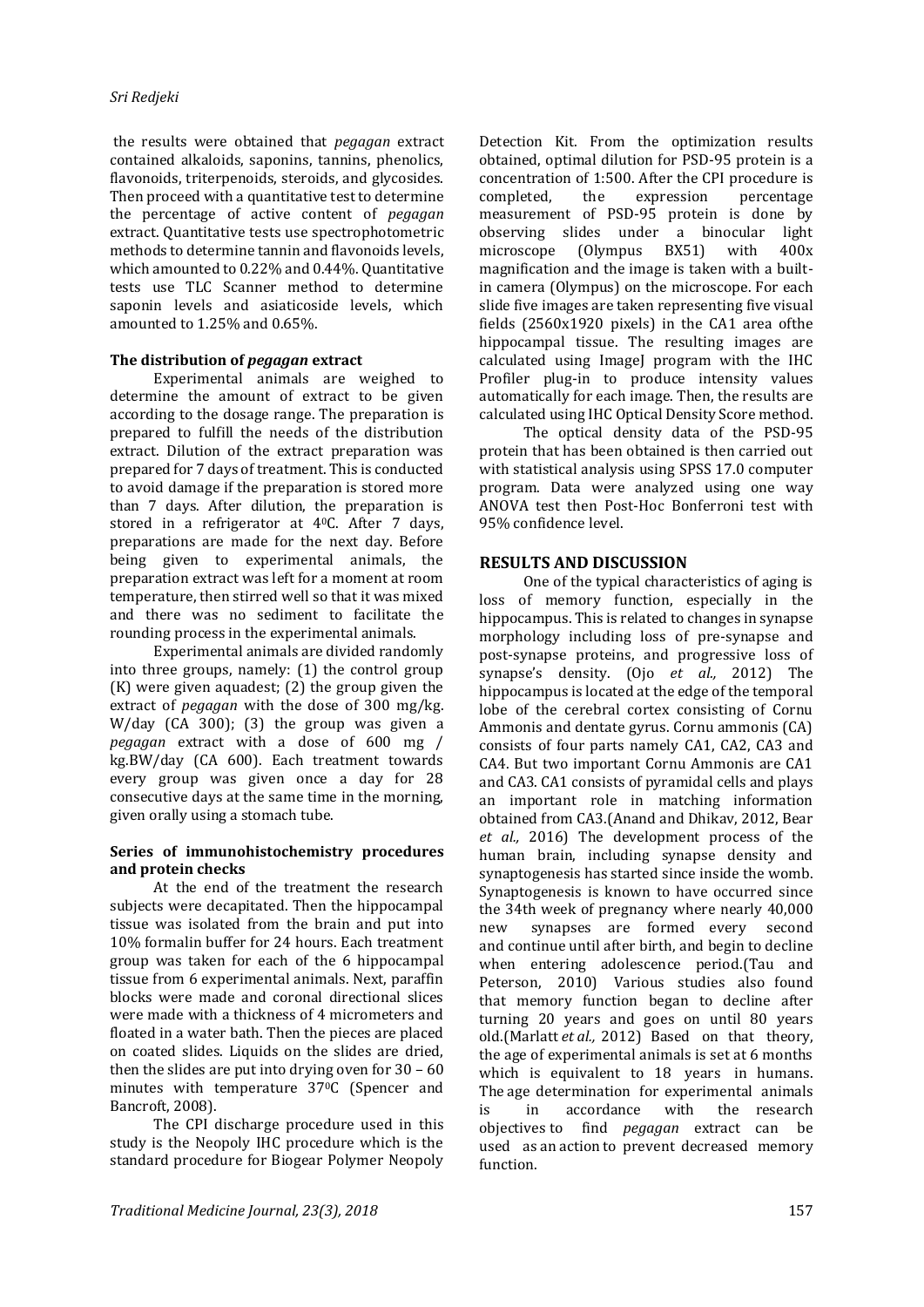the results were obtained that *pegagan* extract contained alkaloids, saponins, tannins, phenolics, flavonoids, triterpenoids, steroids, and glycosides. Then proceed with a quantitative test to determine the percentage of active content of *pegagan* extract. Quantitative tests use spectrophotometric methods to determine tannin and flavonoids levels, which amounted to 0.22% and 0.44%. Quantitative tests use TLC Scanner method to determine saponin levels and asiaticoside levels, which amounted to 1.25% and 0.65%.

**The distribution of *pegagan* extract**

Experimental animals are weighed to determine the amount of extract to be given according to the dosage range. The preparation is prepared to fulfill the needs of the distribution extract. Dilution of the extract preparation was prepared for 7 days of treatment. This is conducted to avoid damage if the preparation is stored more than 7 days. After dilution, the preparation is stored in a refrigerator at 4$^0$C. After 7 days, preparations are made for the next day. Before being given to experimental animals, the preparation extract was left for a moment at room temperature, then stirred well so that it was mixed and there was no sediment to facilitate the rounding process in the experimental animals.

Experimental animals are divided randomly into three groups, namely: (1) the control group (K) were given aquadest; (2) the group given the extract of *pegagan* with the dose of 300 mg/kg. W/day (CA 300); (3) the group was given a *pegagan* extract with a dose of 600 mg / kg.BW/day (CA 600). Each treatment towards every group was given once a day for 28 consecutive days at the same time in the morning, given orally using a stomach tube.

**Series of immunohistochemistry procedures and protein checks**

At the end of the treatment the research subjects were decapitated. Then the hippocampal tissue was isolated from the brain and put into 10% formalin buffer for 24 hours. Each treatment group was taken for each of the 6 hippocampal tissue from 6 experimental animals. Next, paraffin blocks were made and coronal directional slices were made with a thickness of 4 micrometers and floated in a water bath. Then the pieces are placed on coated slides. Liquids on the slides are dried, then the slides are put into drying oven for 30 – 60 minutes with temperature 37$^0$C (Spencer and Bancroft, 2008).

The CPI discharge procedure used in this study is the Neopoly IHC procedure which is the standard procedure for Biogear Polymer Neopoly Detection Kit. From the optimization results obtained, optimal dilution for PSD-95 protein is a concentration of 1:500. After the CPI procedure is completed, the expression percentage measurement of PSD-95 protein is done by observing slides under a binocular light microscope (Olympus BX51) with 400x magnification and the image is taken with a built-in camera (Olympus) on the microscope. For each slide five images are taken representing five visual fields (2560x1920 pixels) in the CA1 area ofthe hippocampal tissue. The resulting images are calculated using ImageJ program with the IHC Profiler plug-in to produce intensity values automatically for each image. Then, the results are calculated using IHC Optical Density Score method.

The optical density data of the PSD-95 protein that has been obtained is then carried out with statistical analysis using SPSS 17.0 computer program. Data were analyzed using one way ANOVA test then Post-Hoc Bonferroni test with 95% confidence level.

## RESULTS AND DISCUSSION

One of the typical characteristics of aging is loss of memory function, especially in the hippocampus. This is related to changes in synapse morphology including loss of pre-synapse and post-synapse proteins, and progressive loss of synapse's density. (Ojo *et al.,* 2012) The hippocampus is located at the edge of the temporal lobe of the cerebral cortex consisting of Cornu Ammonis and dentate gyrus. Cornu ammonis (CA) consists of four parts namely CA1, CA2, CA3 and CA4. But two important Cornu Ammonis are CA1 and CA3. CA1 consists of pyramidal cells and plays an important role in matching information obtained from CA3.(Anand and Dhikav, 2012, Bear *et al.,* 2016) The development process of the human brain, including synapse density and synaptogenesis has started since inside the womb. Synaptogenesis is known to have occurred since the 34th week of pregnancy where nearly 40,000 new synapses are formed every second and continue until after birth, and begin to decline when entering adolescence period.(Tau and Peterson, 2010) Various studies also found that memory function began to decline after turning 20 years and goes on until 80 years old.(Marlatt *et al.,* 2012) Based on that theory, the age of experimental animals is set at 6 months which is equivalent to 18 years in humans. The age determination for experimental animals is in accordance with the research objectives to find *pegagan* extract can be used as an action to prevent decreased memory function.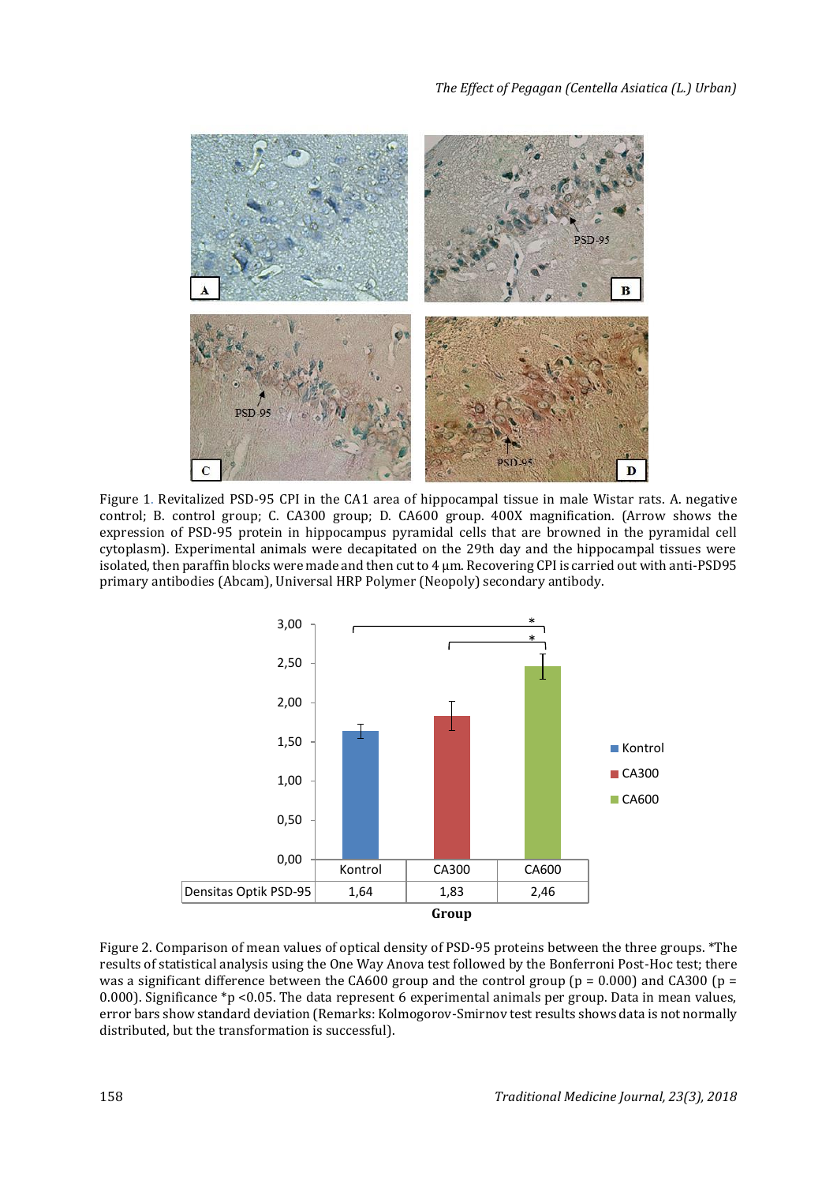Figure 1. Revitalized PSD-95 CPI in the CA1 area of hippocampal tissue in male Wistar rats. A. negative control; B. control group; C. CA300 group; D. CA600 group. 400X magnification. (Arrow shows the expression of PSD-95 protein in hippocampus pyramidal cells that are browned in the pyramidal cell cytoplasm). Experimental animals were decapitated on the 29th day and the hippocampal tissues were isolated, then paraffin blocks were made and then cut to 4 µm. Recovering CPI is carried out with anti-PSD95 primary antibodies (Abcam), Universal HRP Polymer (Neopoly) secondary antibody.

| | Kontrol | CA300 | CA600 |
|---|---|---|---|
| Densitas Optik PSD-95 | 1,64 | 1,83 | 2,46 |

Figure 2. Comparison of mean values of optical density of PSD-95 proteins between the three groups. *The results of statistical analysis using the One Way Anova test followed by the Bonferroni Post-Hoc test; there was a significant difference between the CA600 group and the control group ($p = 0.000$) and CA300 ($p = 0.000$). Significance *$p < 0.05$. The data represent 6 experimental animals per group. Data in mean values, error bars show standard deviation (Remarks: Kolmogorov-Smirnov test results shows data is not normally distributed, but the transformation is successful).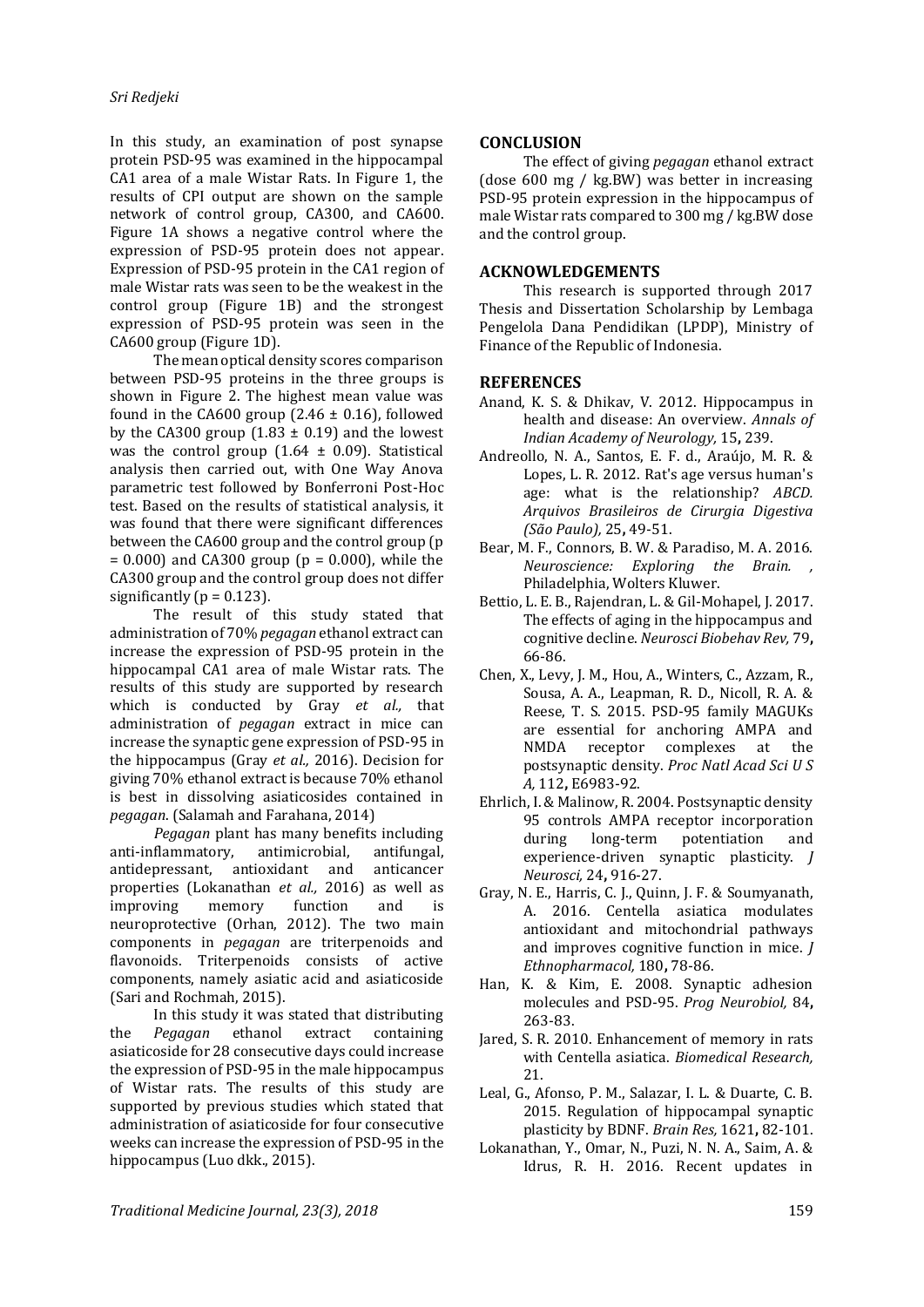In this study, an examination of post synapse protein PSD-95 was examined in the hippocampal CA1 area of a male Wistar Rats. In Figure 1, the results of CPI output are shown on the sample network of control group, CA300, and CA600. Figure 1A shows a negative control where the expression of PSD-95 protein does not appear. Expression of PSD-95 protein in the CA1 region of male Wistar rats was seen to be the weakest in the control group (Figure 1B) and the strongest expression of PSD-95 protein was seen in the CA600 group (Figure 1D).

The mean optical density scores comparison between PSD-95 proteins in the three groups is shown in Figure 2. The highest mean value was found in the CA600 group (2.46 ± 0.16), followed by the CA300 group (1.83 ± 0.19) and the lowest was the control group (1.64 ± 0.09). Statistical analysis then carried out, with One Way Anova parametric test followed by Bonferroni Post-Hoc test. Based on the results of statistical analysis, it was found that there were significant differences between the CA600 group and the control group ($p = 0.000$) and CA300 group ($p = 0.000$), while the CA300 group and the control group does not differ significantly ($p = 0.123$).

The result of this study stated that administration of 70% *pegagan* ethanol extract can increase the expression of PSD-95 protein in the hippocampal CA1 area of male Wistar rats. The results of this study are supported by research which is conducted by Gray *et al.,* that administration of *pegagan* extract in mice can increase the synaptic gene expression of PSD-95 in the hippocampus (Gray *et al.,* 2016). Decision for giving 70% ethanol extract is because 70% ethanol is best in dissolving asiaticosides contained in *pegagan*. (Salamah and Farahana, 2014)

*Pegagan* plant has many benefits including anti-inflammatory, antimicrobial, antifungal, antidepressant, antioxidant and anticancer properties (Lokanathan *et al.,* 2016) as well as improving memory function and is neuroprotective (Orhan, 2012). The two main components in *pegagan* are triterpenoids and flavonoids. Triterpenoids consists of active components, namely asiatic acid and asiaticoside (Sari and Rochmah, 2015).

In this study it was stated that distributing the *Pegagan* ethanol extract containing asiaticoside for 28 consecutive days could increase the expression of PSD-95 in the male hippocampus of Wistar rats. The results of this study are supported by previous studies which stated that administration of asiaticoside for four consecutive weeks can increase the expression of PSD-95 in the hippocampus (Luo dkk., 2015).

## CONCLUSION

The effect of giving *pegagan* ethanol extract (dose 600 mg / kg.BW) was better in increasing PSD-95 protein expression in the hippocampus of male Wistar rats compared to 300 mg / kg.BW dose and the control group.

## ACKNOWLEDGEMENTS

This research is supported through 2017 Thesis and Dissertation Scholarship by Lembaga Pengelola Dana Pendidikan (LPDP), Ministry of Finance of the Republic of Indonesia.

## REFERENCES

Anand, K. S. & Dhikav, V. 2012. Hippocampus in health and disease: An overview. *Annals of Indian Academy of Neurology,* 15**,** 239.

Andreollo, N. A., Santos, E. F. d., Araújo, M. R. & Lopes, L. R. 2012. Rat's age versus human's age: what is the relationship? *ABCD. Arquivos Brasileiros de Cirurgia Digestiva (São Paulo),* 25**,** 49-51.

Bear, M. F., Connors, B. W. & Paradiso, M. A. 2016. *Neuroscience: Exploring the Brain. ,* Philadelphia, Wolters Kluwer.

Bettio, L. E. B., Rajendran, L. & Gil-Mohapel, J. 2017. The effects of aging in the hippocampus and cognitive decline. *Neurosci Biobehav Rev,* 79**,** 66-86.

Chen, X., Levy, J. M., Hou, A., Winters, C., Azzam, R., Sousa, A. A., Leapman, R. D., Nicoll, R. A. & Reese, T. S. 2015. PSD-95 family MAGUKs are essential for anchoring AMPA and NMDA receptor complexes at the postsynaptic density. *Proc Natl Acad Sci U S A,* 112**,** E6983-92.

Ehrlich, I. & Malinow, R. 2004. Postsynaptic density 95 controls AMPA receptor incorporation during long-term potentiation and experience-driven synaptic plasticity. *J Neurosci,* 24**,** 916-27.

Gray, N. E., Harris, C. J., Quinn, J. F. & Soumyanath, A. 2016. Centella asiatica modulates antioxidant and mitochondrial pathways and improves cognitive function in mice. *J Ethnopharmacol,* 180**,** 78-86.

Han, K. & Kim, E. 2008. Synaptic adhesion molecules and PSD-95. *Prog Neurobiol,* 84**,** 263-83.

Jared, S. R. 2010. Enhancement of memory in rats with Centella asiatica. *Biomedical Research,* 21.

Leal, G., Afonso, P. M., Salazar, I. L. & Duarte, C. B. 2015. Regulation of hippocampal synaptic plasticity by BDNF. *Brain Res,* 1621**,** 82-101.

Lokanathan, Y., Omar, N., Puzi, N. N. A., Saim, A. & Idrus, R. H. 2016. Recent updates in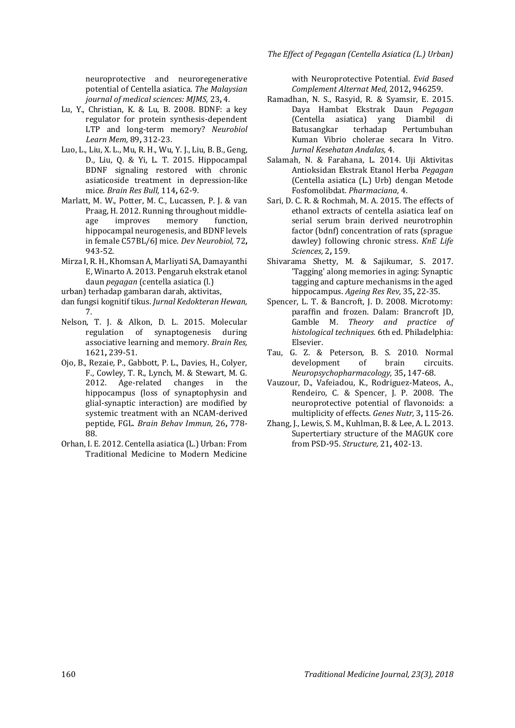neuroprotective and neuroregenerative potential of Centella asiatica. *The Malaysian journal of medical sciences: MJMS,* 23**,** 4.

Lu, Y., Christian, K. & Lu, B. 2008. BDNF: a key regulator for protein synthesis-dependent LTP and long-term memory? *Neurobiol Learn Mem,* 89**,** 312-23.

Luo, L., Liu, X. L., Mu, R. H., Wu, Y. J., Liu, B. B., Geng, D., Liu, Q. & Yi, L. T. 2015. Hippocampal BDNF signaling restored with chronic asiaticoside treatment in depression-like mice. *Brain Res Bull,* 114**,** 62-9.

Marlatt, M. W., Potter, M. C., Lucassen, P. J. & van Praag, H. 2012. Running throughout middle-age improves memory function, hippocampal neurogenesis, and BDNF levels in female C57BL/6J mice. *Dev Neurobiol,* 72**,** 943-52.

Mirza I, R. H., Khomsan A, Marliyati SA, Damayanthi E, Winarto A. 2013. Pengaruh ekstrak etanol daun *pegagan* (centella asiatica (l.) urban) terhadap gambaran darah, aktivitas, dan fungsi kognitif tikus. *Jurnal Kedokteran Hewan,* 7.

Nelson, T. J. & Alkon, D. L. 2015. Molecular regulation of synaptogenesis during associative learning and memory. *Brain Res,* 1621**,** 239-51.

Ojo, B., Rezaie, P., Gabbott, P. L., Davies, H., Colyer, F., Cowley, T. R., Lynch, M. & Stewart, M. G. 2012. Age-related changes in the hippocampus (loss of synaptophysin and glial-synaptic interaction) are modified by systemic treatment with an NCAM-derived peptide, FGL. *Brain Behav Immun,* 26**,** 778-88.

Orhan, I. E. 2012. Centella asiatica (L.) Urban: From Traditional Medicine to Modern Medicine with Neuroprotective Potential. *Evid Based Complement Alternat Med,* 2012**,** 946259.

Ramadhan, N. S., Rasyid, R. & Syamsir, E. 2015. Daya Hambat Ekstrak Daun *Pegagan* (Centella asiatica) yang Diambil di Batusangkar terhadap Pertumbuhan Kuman Vibrio cholerae secara In Vitro. *Jurnal Kesehatan Andalas,* 4.

Salamah, N. & Farahana, L. 2014. Uji Aktivitas Antioksidan Ekstrak Etanol Herba *Pegagan* (Centella asiatica (L.) Urb) dengan Metode Fosfomolibdat. *Pharmaciana,* 4.

Sari, D. C. R. & Rochmah, M. A. 2015. The effects of ethanol extracts of centella asiatica leaf on serial serum brain derived neurotrophin factor (bdnf) concentration of rats (sprague dawley) following chronic stress. *KnE Life Sciences,* 2**,** 159.

Shivarama Shetty, M. & Sajikumar, S. 2017. 'Tagging' along memories in aging: Synaptic tagging and capture mechanisms in the aged hippocampus. *Ageing Res Rev,* 35**,** 22-35.

Spencer, L. T. & Bancroft, J. D. 2008. Microtomy: paraffin and frozen. Dalam: Brancroft JD, Gamble M. *Theory and practice of histological techniques.* 6th ed. Philadelphia: Elsevier.

Tau, G. Z. & Peterson, B. S. 2010. Normal development of brain circuits. *Neuropsychopharmacology,* 35**,** 147-68.

Vauzour, D., Vafeiadou, K., Rodriguez-Mateos, A., Rendeiro, C. & Spencer, J. P. 2008. The neuroprotective potential of flavonoids: a multiplicity of effects. *Genes Nutr,* 3**,** 115-26.

Zhang, J., Lewis, S. M., Kuhlman, B. & Lee, A. L. 2013. Supertertiary structure of the MAGUK core from PSD-95. *Structure,* 21**,** 402-13.